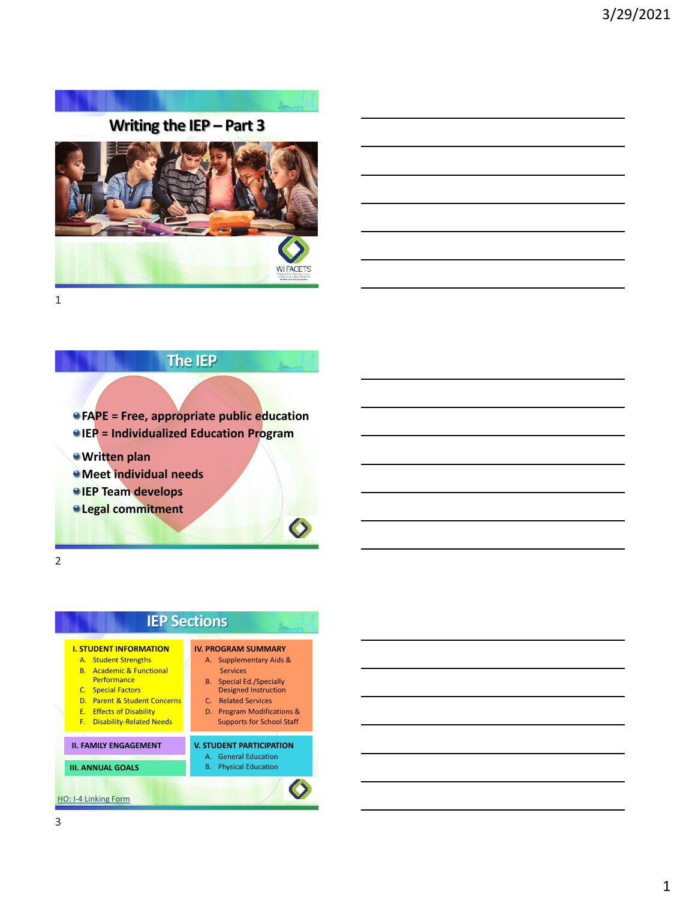## Writing the IEP – Part 3

WI FACETS

## The IEP

- FAPE = Free, appropriate public education
- IEP = Individualized Education Program
- Written plan
- Meet individual needs
- IEP Team develops
- Legal commitment

## IEP Sections

**I. STUDENT INFORMATION**

A. Student Strengths
B. Academic & Functional Performance
C. Special Factors
D. Parent & Student Concerns
E. Effects of Disability
F. Disability-Related Needs

**II. FAMILY ENGAGEMENT**

**III. ANNUAL GOALS**

**IV. PROGRAM SUMMARY**

A. Supplementary Aids & Services
B. Special Ed./Specially Designed Instruction
C. Related Services
D. Program Modifications & Supports for School Staff

**V. STUDENT PARTICIPATION**

A. General Education
B. Physical Education

HO: I-4 Linking Form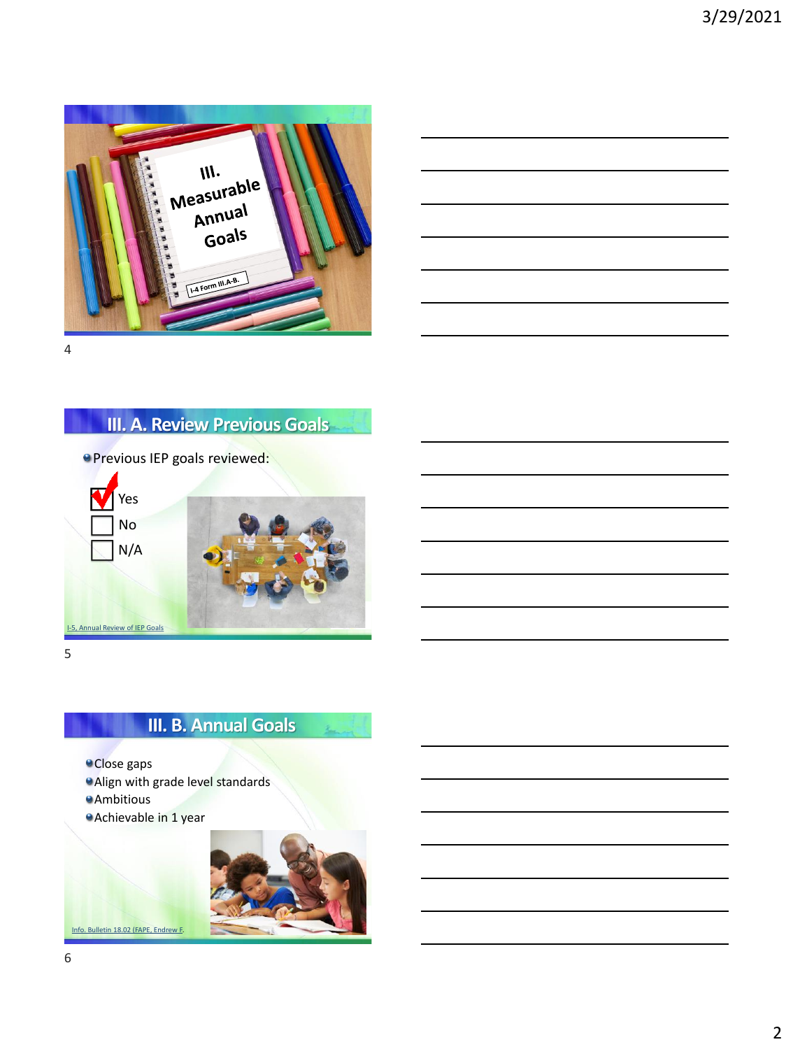# III. Measurable Annual Goals

I-4 Form III.A-B.

## III. A. Review Previous Goals

- Previous IEP goals reviewed:

☑ Yes
☐ No
☐ N/A

I-5, Annual Review of IEP Goals

## III. B. Annual Goals

- Close gaps
- Align with grade level standards
- Ambitious
- Achievable in 1 year

Info. Bulletin 18.02 (FAPE, Endrew F.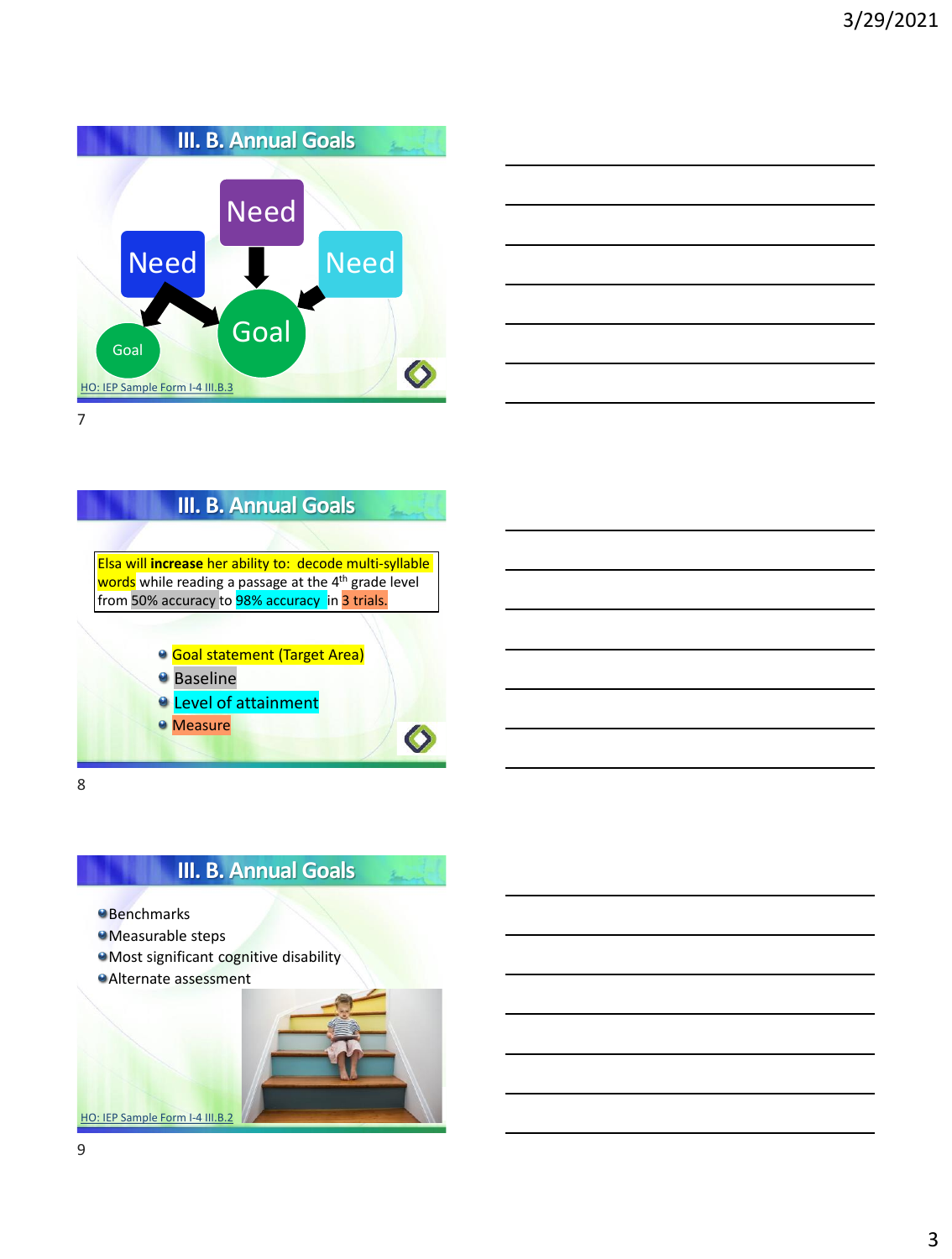## III. B. Annual Goals

Need

Need

Need

Goal

Goal

HO: IEP Sample Form I-4 III.B.3

## III. B. Annual Goals

Elsa will **increase** her ability to: decode multi-syllable words while reading a passage at the 4th grade level from 50% accuracy to 98% accuracy in 3 trials.

- Goal statement (Target Area)
- Baseline
- Level of attainment
- Measure

## III. B. Annual Goals

- Benchmarks
- Measurable steps
- Most significant cognitive disability
- Alternate assessment

HO: IEP Sample Form I-4 III.B.2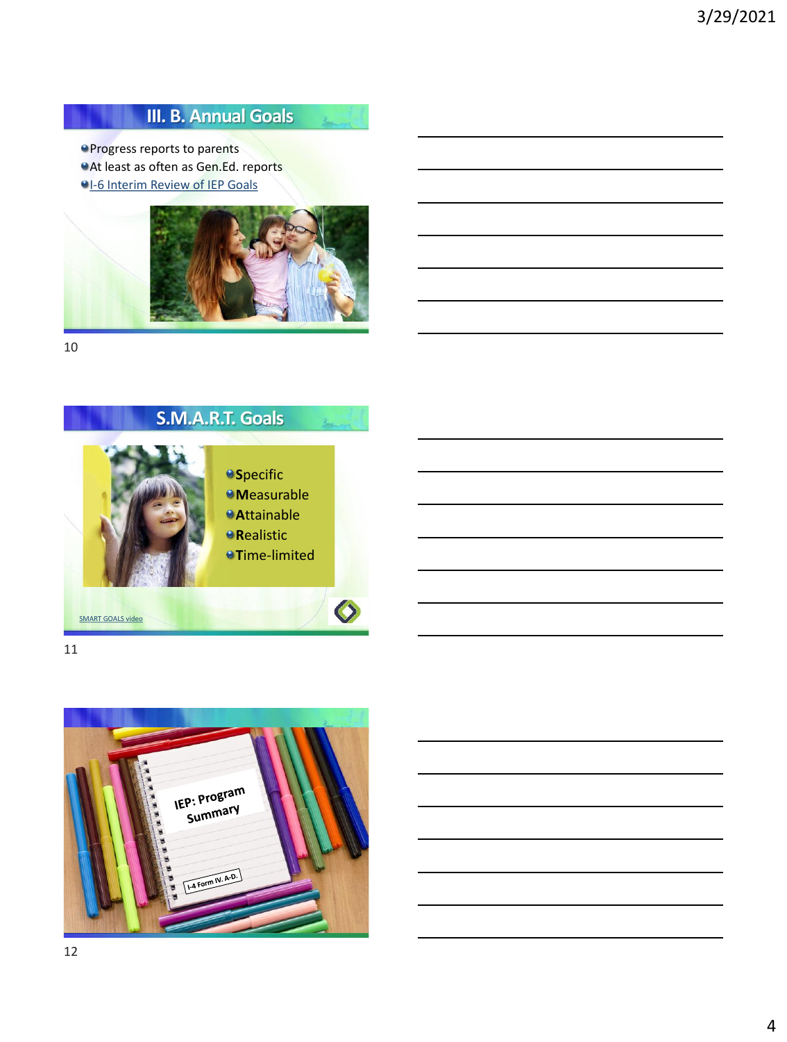## III. B. Annual Goals

- Progress reports to parents
- At least as often as Gen.Ed. reports
- I-6 Interim Review of IEP Goals

## S.M.A.R.T. Goals

- **S**pecific
- **M**easurable
- **A**ttainable
- **R**ealistic
- **T**ime-limited

SMART GOALS video

IEP: Program Summary

I-4 Form IV. A-D.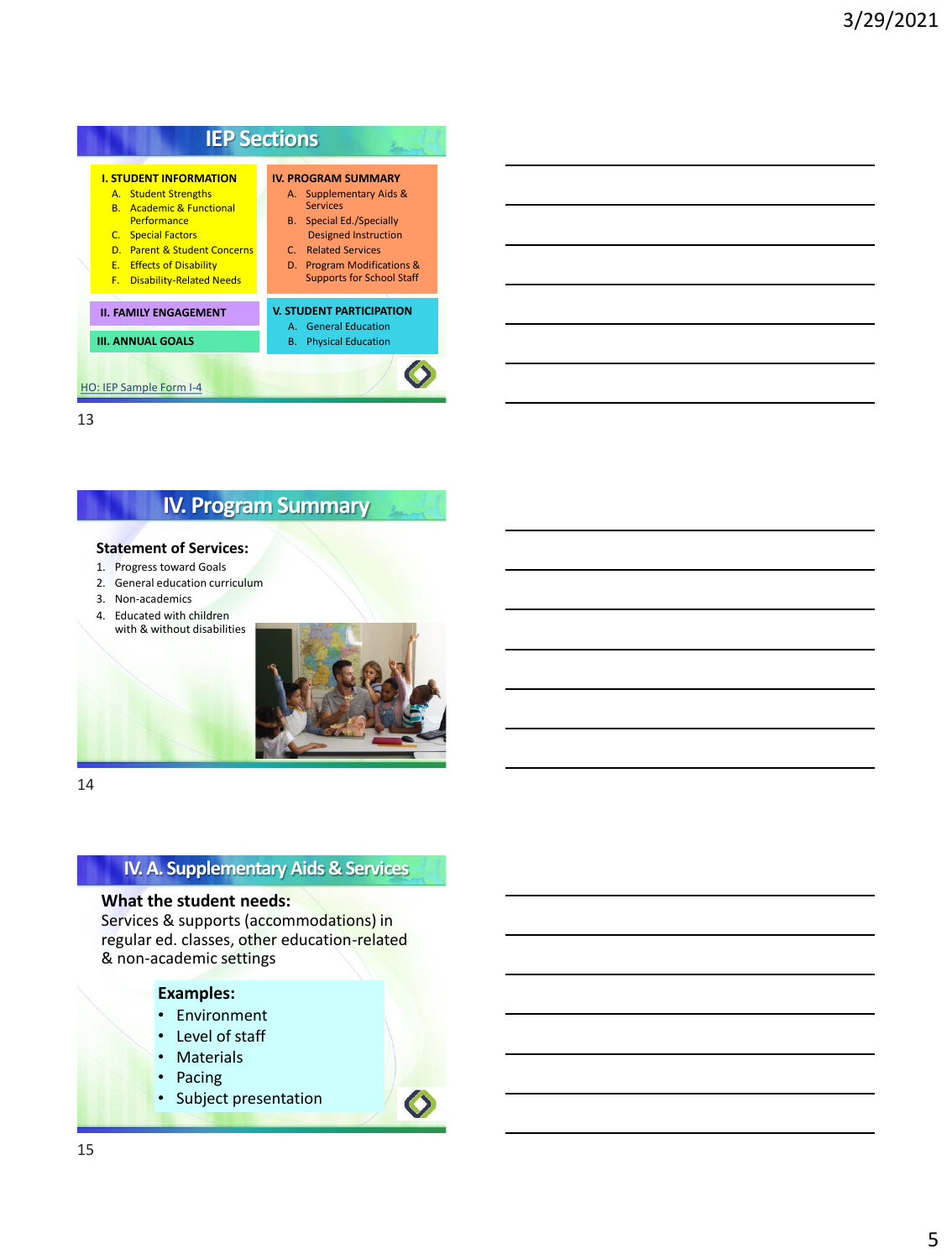## IEP Sections

**I. STUDENT INFORMATION**

A. Student Strengths
B. Academic & Functional Performance
C. Special Factors
D. Parent & Student Concerns
E. Effects of Disability
F. Disability-Related Needs

**II. FAMILY ENGAGEMENT**

**III. ANNUAL GOALS**

**IV. PROGRAM SUMMARY**

A. Supplementary Aids & Services
B. Special Ed./Specially Designed Instruction
C. Related Services
D. Program Modifications & Supports for School Staff

**V. STUDENT PARTICIPATION**

A. General Education
B. Physical Education

HO: IEP Sample Form I-4

## IV. Program Summary

**Statement of Services:**

1. Progress toward Goals
2. General education curriculum
3. Non-academics
4. Educated with children with & without disabilities

## IV. A. Supplementary Aids & Services

**What the student needs:**

Services & supports (accommodations) in regular ed. classes, other education-related & non-academic settings

**Examples:**

- Environment
- Level of staff
- Materials
- Pacing
- Subject presentation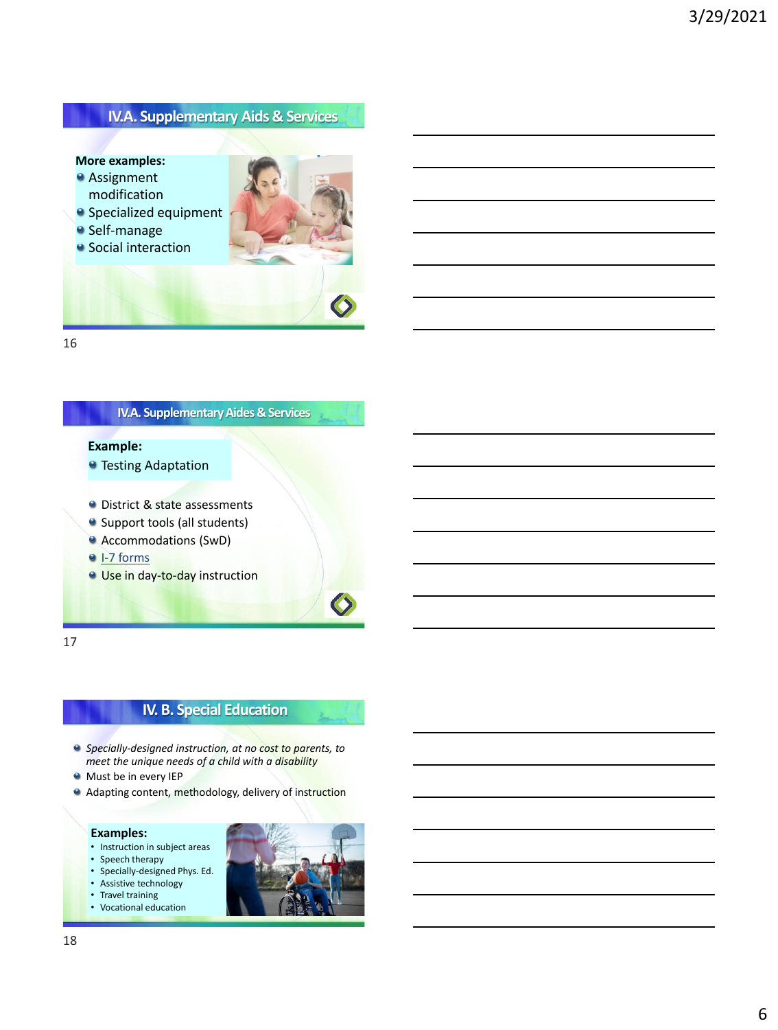## IV.A. Supplementary Aids & Services

**More examples:**

- Assignment modification
- Specialized equipment
- Self-manage
- Social interaction

## IV.A. Supplementary Aides & Services

**Example:**

- Testing Adaptation

- District & state assessments
- Support tools (all students)
- Accommodations (SwD)
- I-7 forms
- Use in day-to-day instruction

## IV. B. Special Education

- *Specially-designed instruction, at no cost to parents, to meet the unique needs of a child with a disability*
- Must be in every IEP
- Adapting content, methodology, delivery of instruction

**Examples:**

- Instruction in subject areas
- Speech therapy
- Specially-designed Phys. Ed.
- Assistive technology
- Travel training
- Vocational education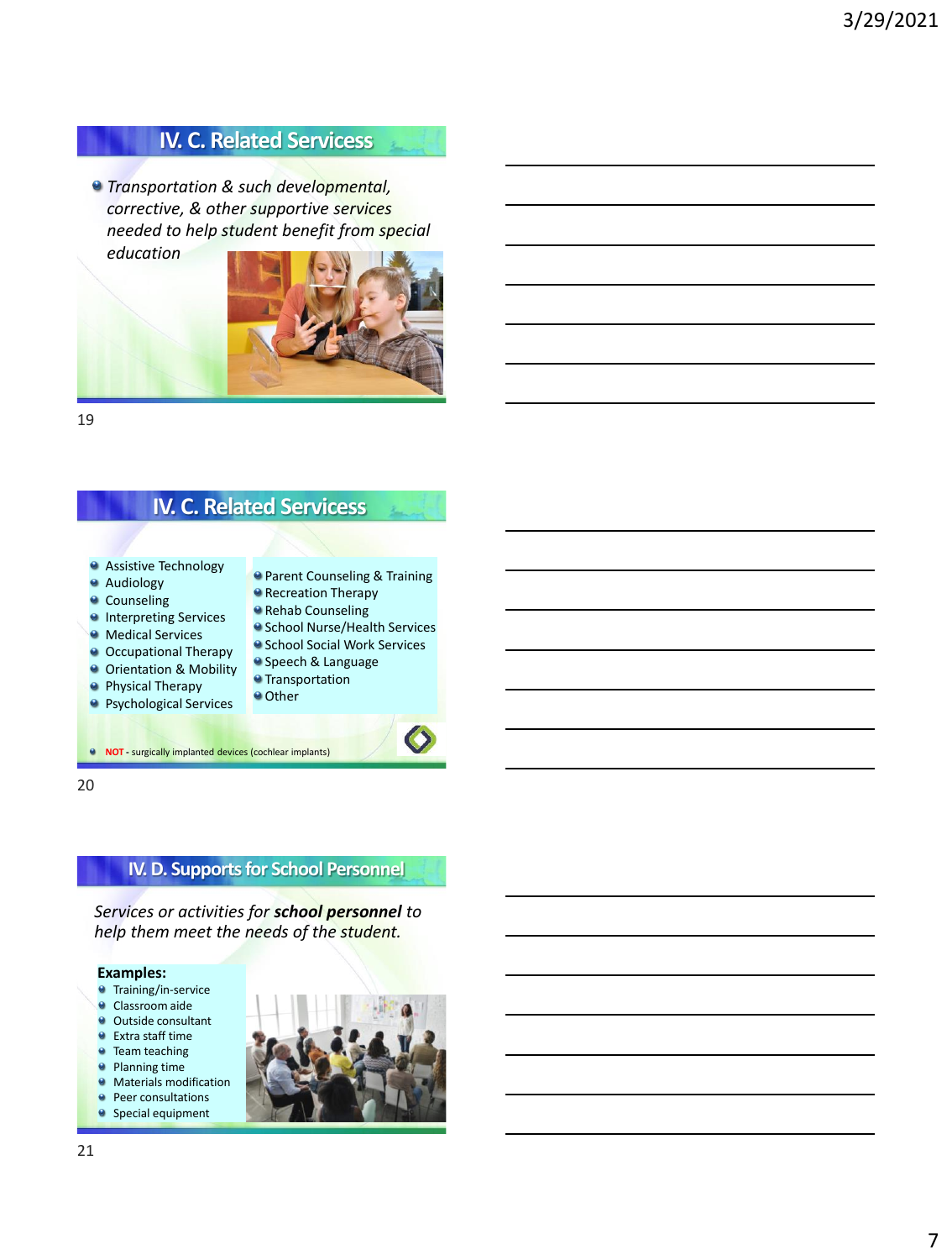## IV. C. Related Services

- *Transportation & such developmental, corrective, & other supportive services needed to help student benefit from special education*

## IV. C. Related Services

- Assistive Technology
- Audiology
- Counseling
- Interpreting Services
- Medical Services
- Occupational Therapy
- Orientation & Mobility
- Physical Therapy
- Psychological Services
- Parent Counseling & Training
- Recreation Therapy
- Rehab Counseling
- School Nurse/Health Services
- School Social Work Services
- Speech & Language
- Transportation
- Other

- **NOT** - surgically implanted devices (cochlear implants)

## IV. D. Supports for School Personnel

*Services or activities for **school personnel** to help them meet the needs of the student.*

**Examples:**

- Training/in-service
- Classroom aide
- Outside consultant
- Extra staff time
- Team teaching
- Planning time
- Materials modification
- Peer consultations
- Special equipment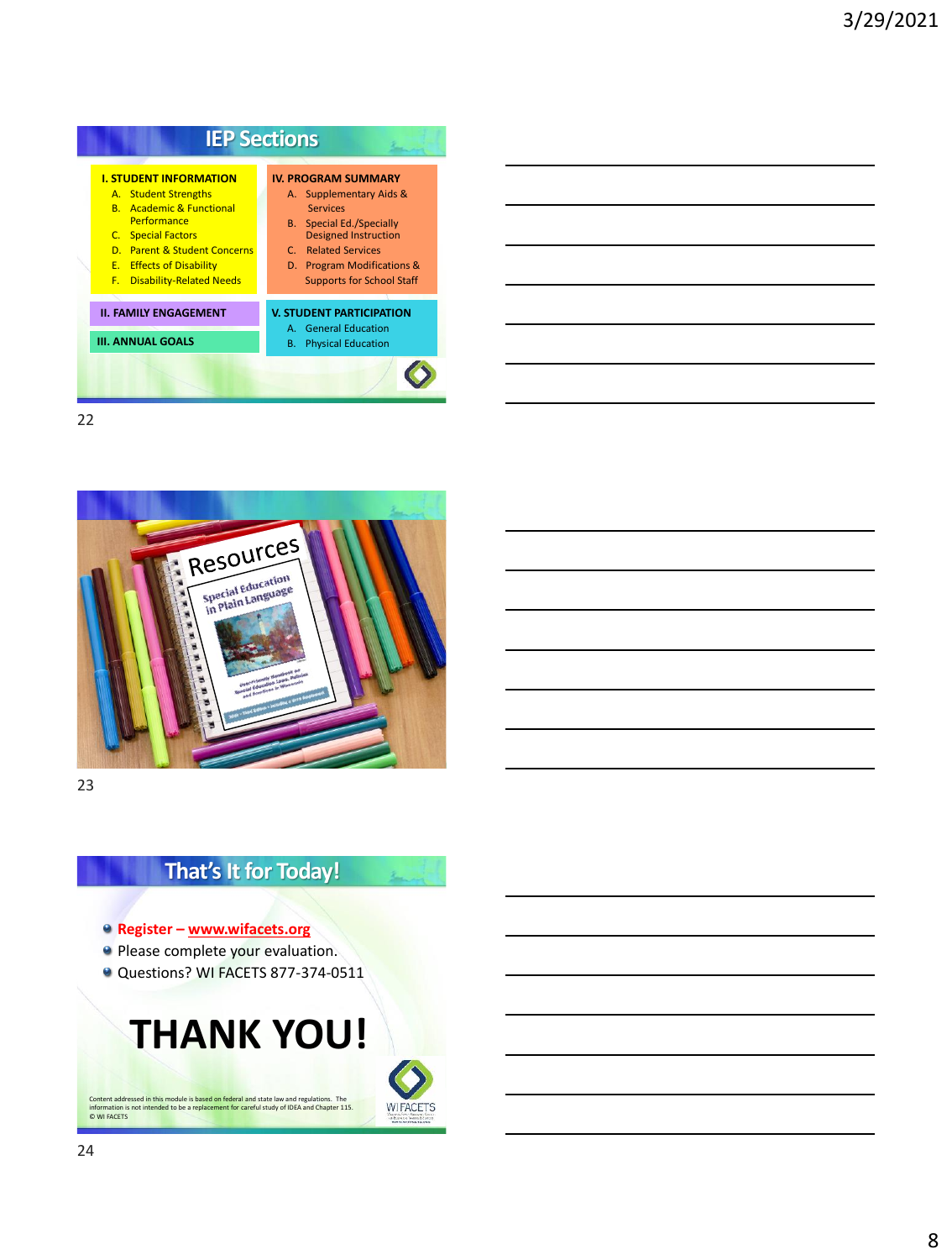## IEP Sections

**I. STUDENT INFORMATION**

A. Student Strengths
B. Academic & Functional Performance
C. Special Factors
D. Parent & Student Concerns
E. Effects of Disability
F. Disability-Related Needs

**II. FAMILY ENGAGEMENT**

**III. ANNUAL GOALS**

**IV. PROGRAM SUMMARY**

A. Supplementary Aids & Services
B. Special Ed./Specially Designed Instruction
C. Related Services
D. Program Modifications & Supports for School Staff

**V. STUDENT PARTICIPATION**

A. General Education
B. Physical Education

Resources

Special Education in Plain Language

## That's It for Today!

- **Register – www.wifacets.org**
- Please complete your evaluation.
- Questions? WI FACETS 877-374-0511

# THANK YOU!

Content addressed in this module is based on federal and state law and regulations. The information is not intended to be a replacement for careful study of IDEA and Chapter 115.
© WI FACETS

WI FACETS